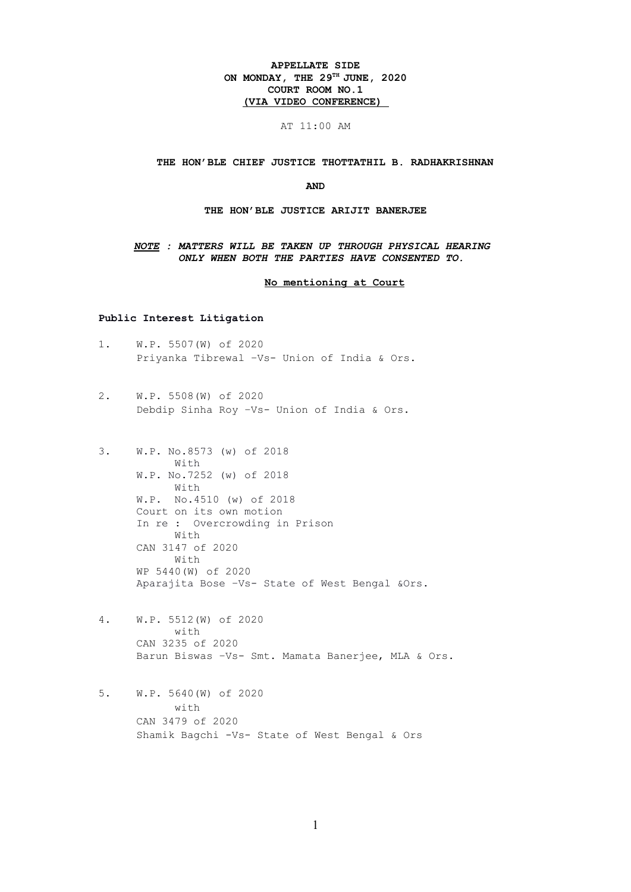**APPELLATE SIDE**
**ON MONDAY, THE 29TH JUNE, 2020**
**COURT ROOM NO.1**
**(VIA VIDEO CONFERENCE)**

AT 11:00 AM

**THE HON'BLE CHIEF JUSTICE THOTTATHIL B. RADHAKRISHNAN**

**AND**

**THE HON'BLE JUSTICE ARIJIT BANERJEE**

***NOTE : MATTERS WILL BE TAKEN UP THROUGH PHYSICAL HEARING ONLY WHEN BOTH THE PARTIES HAVE CONSENTED TO.***

**No mentioning at Court**

**Public Interest Litigation**

1. W.P. 5507(W) of 2020
   Priyanka Tibrewal –Vs- Union of India & Ors.

2. W.P. 5508(W) of 2020
   Debdip Sinha Roy –Vs- Union of India & Ors.

3. W.P. No.8573 (w) of 2018
   With
   W.P. No.7252 (w) of 2018
   With
   W.P. No.4510 (w) of 2018
   Court on its own motion
   In re : Overcrowding in Prison
   With
   CAN 3147 of 2020
   With
   WP 5440(W) of 2020
   Aparajita Bose –Vs- State of West Bengal &Ors.

4. W.P. 5512(W) of 2020
   with
   CAN 3235 of 2020
   Barun Biswas –Vs- Smt. Mamata Banerjee, MLA & Ors.

5. W.P. 5640(W) of 2020
   with
   CAN 3479 of 2020
   Shamik Bagchi -Vs- State of West Bengal & Ors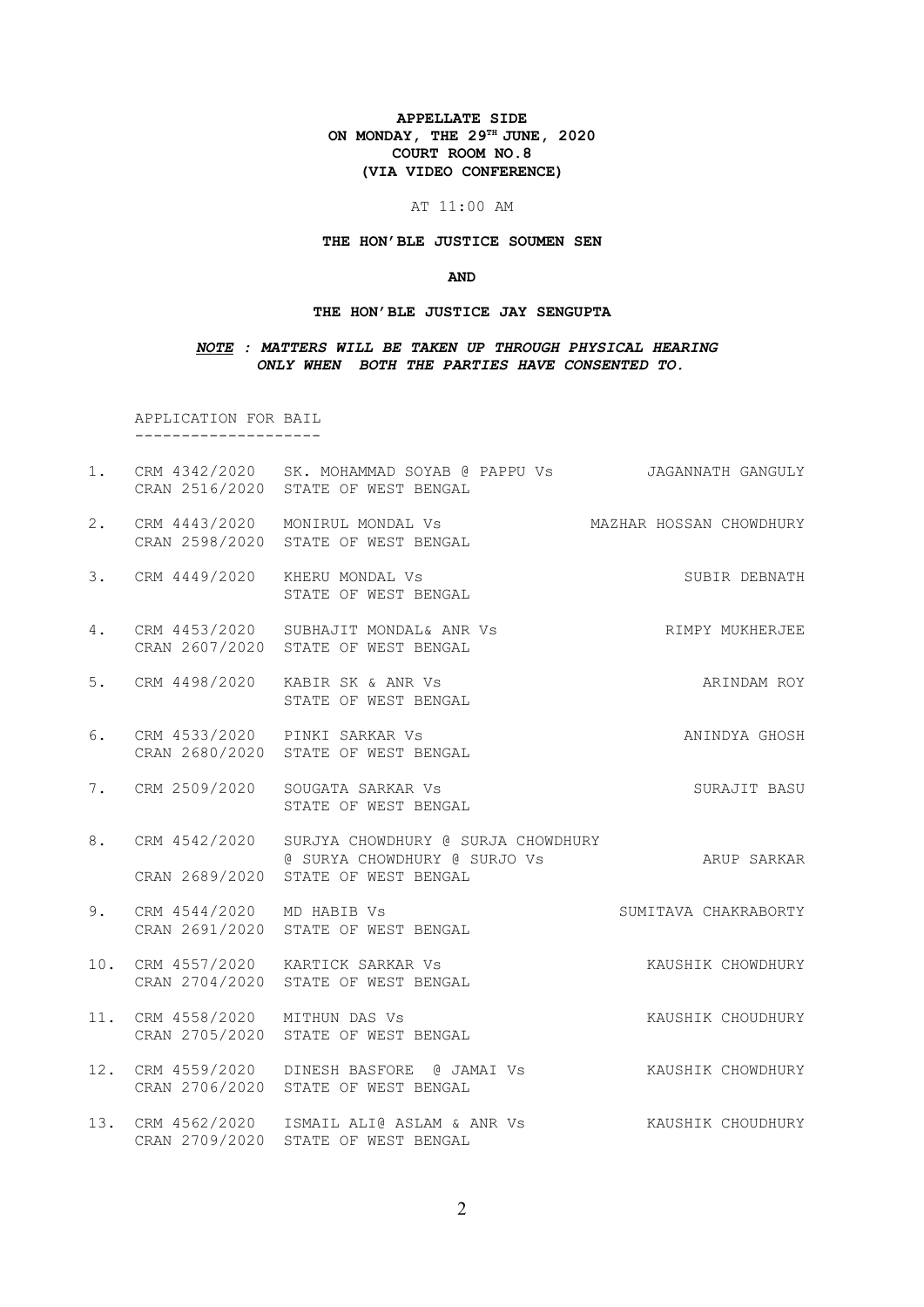**APPELLATE SIDE**
**ON MONDAY, THE 29TH JUNE, 2020**
**COURT ROOM NO.8**
**(VIA VIDEO CONFERENCE)**

AT 11:00 AM

**THE HON'BLE JUSTICE SOUMEN SEN**

**AND**

**THE HON'BLE JUSTICE JAY SENGUPTA**

***NOTE : MATTERS WILL BE TAKEN UP THROUGH PHYSICAL HEARING ONLY WHEN BOTH THE PARTIES HAVE CONSENTED TO.***

APPLICATION FOR BAIL
--------------------

1. CRM 4342/2020 CRAN 2516/2020 SK. MOHAMMAD SOYAB @ PAPPU Vs STATE OF WEST BENGAL — JAGANNATH GANGULY
2. CRM 4443/2020 CRAN 2598/2020 MONIRUL MONDAL Vs STATE OF WEST BENGAL — MAZHAR HOSSAN CHOWDHURY
3. CRM 4449/2020 KHERU MONDAL Vs STATE OF WEST BENGAL — SUBIR DEBNATH
4. CRM 4453/2020 CRAN 2607/2020 SUBHAJIT MONDAL& ANR Vs STATE OF WEST BENGAL — RIMPY MUKHERJEE
5. CRM 4498/2020 KABIR SK & ANR Vs STATE OF WEST BENGAL — ARINDAM ROY
6. CRM 4533/2020 CRAN 2680/2020 PINKI SARKAR Vs STATE OF WEST BENGAL — ANINDYA GHOSH
7. CRM 2509/2020 SOUGATA SARKAR Vs STATE OF WEST BENGAL — SURAJIT BASU
8. CRM 4542/2020 CRAN 2689/2020 SURJYA CHOWDHURY @ SURJA CHOWDHURY @ SURYA CHOWDHURY @ SURJO Vs STATE OF WEST BENGAL — ARUP SARKAR
9. CRM 4544/2020 CRAN 2691/2020 MD HABIB Vs STATE OF WEST BENGAL — SUMITAVA CHAKRABORTY
10. CRM 4557/2020 CRAN 2704/2020 KARTICK SARKAR Vs STATE OF WEST BENGAL — KAUSHIK CHOWDHURY
11. CRM 4558/2020 CRAN 2705/2020 MITHUN DAS Vs STATE OF WEST BENGAL — KAUSHIK CHOUDHURY
12. CRM 4559/2020 CRAN 2706/2020 DINESH BASFORE @ JAMAI Vs STATE OF WEST BENGAL — KAUSHIK CHOWDHURY
13. CRM 4562/2020 CRAN 2709/2020 ISMAIL ALI@ ASLAM & ANR Vs STATE OF WEST BENGAL — KAUSHIK CHOUDHURY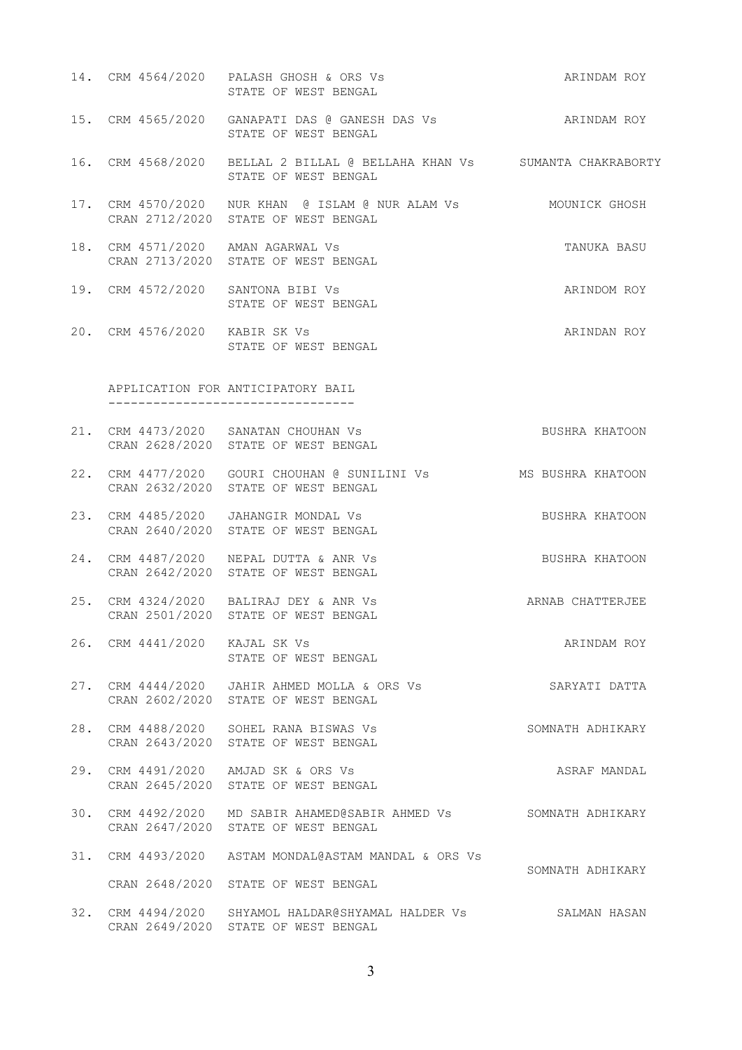| No. | Case No. | Parties | Advocate |
|---|---|---|---|
| 14. | CRM 4564/2020 | PALASH GHOSH & ORS Vs STATE OF WEST BENGAL | ARINDAM ROY |
| 15. | CRM 4565/2020 | GANAPATI DAS @ GANESH DAS Vs STATE OF WEST BENGAL | ARINDAM ROY |
| 16. | CRM 4568/2020 | BELLAL 2 BILLAL @ BELLAHA KHAN Vs STATE OF WEST BENGAL | SUMANTA CHAKRABORTY |
| 17. | CRM 4570/2020<br>CRAN 2712/2020 | NUR KHAN @ ISLAM @ NUR ALAM Vs STATE OF WEST BENGAL | MOUNICK GHOSH |
| 18. | CRM 4571/2020<br>CRAN 2713/2020 | AMAN AGARWAL Vs STATE OF WEST BENGAL | TANUKA BASU |
| 19. | CRM 4572/2020 | SANTONA BIBI Vs STATE OF WEST BENGAL | ARINDOM ROY |
| 20. | CRM 4576/2020 | KABIR SK Vs STATE OF WEST BENGAL | ARINDAN ROY |

## APPLICATION FOR ANTICIPATORY BAIL

| No. | Case No. | Parties | Advocate |
|---|---|---|---|
| 21. | CRM 4473/2020<br>CRAN 2628/2020 | SANATAN CHOUHAN Vs STATE OF WEST BENGAL | BUSHRA KHATOON |
| 22. | CRM 4477/2020<br>CRAN 2632/2020 | GOURI CHOUHAN @ SUNILINI Vs STATE OF WEST BENGAL | MS BUSHRA KHATOON |
| 23. | CRM 4485/2020<br>CRAN 2640/2020 | JAHANGIR MONDAL Vs STATE OF WEST BENGAL | BUSHRA KHATOON |
| 24. | CRM 4487/2020<br>CRAN 2642/2020 | NEPAL DUTTA & ANR Vs STATE OF WEST BENGAL | BUSHRA KHATOON |
| 25. | CRM 4324/2020<br>CRAN 2501/2020 | BALIRAJ DEY & ANR Vs STATE OF WEST BENGAL | ARNAB CHATTERJEE |
| 26. | CRM 4441/2020 | KAJAL SK Vs STATE OF WEST BENGAL | ARINDAM ROY |
| 27. | CRM 4444/2020<br>CRAN 2602/2020 | JAHIR AHMED MOLLA & ORS Vs STATE OF WEST BENGAL | SARYATI DATTA |
| 28. | CRM 4488/2020<br>CRAN 2643/2020 | SOHEL RANA BISWAS Vs STATE OF WEST BENGAL | SOMNATH ADHIKARY |
| 29. | CRM 4491/2020<br>CRAN 2645/2020 | AMJAD SK & ORS Vs STATE OF WEST BENGAL | ASRAF MANDAL |
| 30. | CRM 4492/2020<br>CRAN 2647/2020 | MD SABIR AHAMED@SABIR AHMED Vs STATE OF WEST BENGAL | SOMNATH ADHIKARY |
| 31. | CRM 4493/2020<br>CRAN 2648/2020 | ASTAM MONDAL@ASTAM MANDAL & ORS Vs STATE OF WEST BENGAL | SOMNATH ADHIKARY |
| 32. | CRM 4494/2020<br>CRAN 2649/2020 | SHYAMOL HALDAR@SHYAMAL HALDER Vs STATE OF WEST BENGAL | SALMAN HASAN |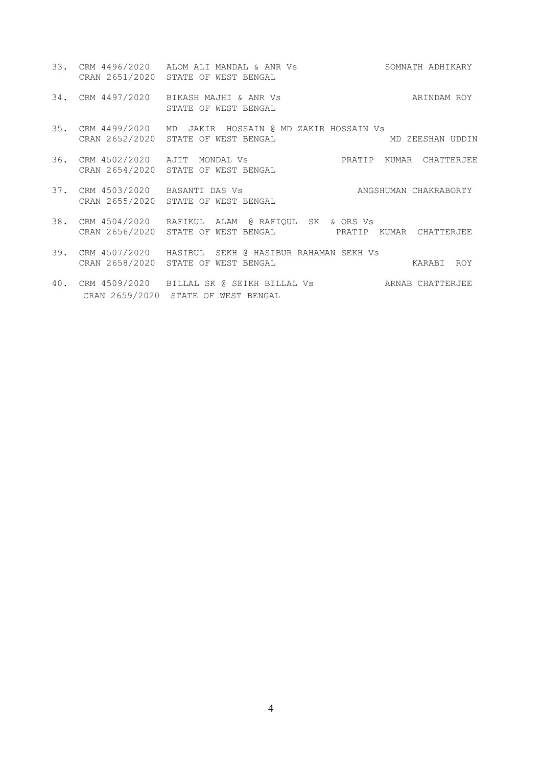33. CRM 4496/2020 ALOM ALI MANDAL & ANR Vs SOMNATH ADHIKARY
    CRAN 2651/2020 STATE OF WEST BENGAL

34. CRM 4497/2020 BIKASH MAJHI & ANR Vs ARINDAM ROY
    STATE OF WEST BENGAL

35. CRM 4499/2020 MD JAKIR HOSSAIN @ MD ZAKIR HOSSAIN Vs
    CRAN 2652/2020 STATE OF WEST BENGAL MD ZEESHAN UDDIN

36. CRM 4502/2020 AJIT MONDAL Vs PRATIP KUMAR CHATTERJEE
    CRAN 2654/2020 STATE OF WEST BENGAL

37. CRM 4503/2020 BASANTI DAS Vs ANGSHUMAN CHAKRABORTY
    CRAN 2655/2020 STATE OF WEST BENGAL

38. CRM 4504/2020 RAFIKUL ALAM @ RAFIQUL SK & ORS Vs
    CRAN 2656/2020 STATE OF WEST BENGAL PRATIP KUMAR CHATTERJEE

39. CRM 4507/2020 HASIBUL SEKH @ HASIBUR RAHAMAN SEKH Vs
    CRAN 2658/2020 STATE OF WEST BENGAL KARABI ROY

40. CRM 4509/2020 BILLAL SK @ SEIKH BILLAL Vs ARNAB CHATTERJEE
    CRAN 2659/2020 STATE OF WEST BENGAL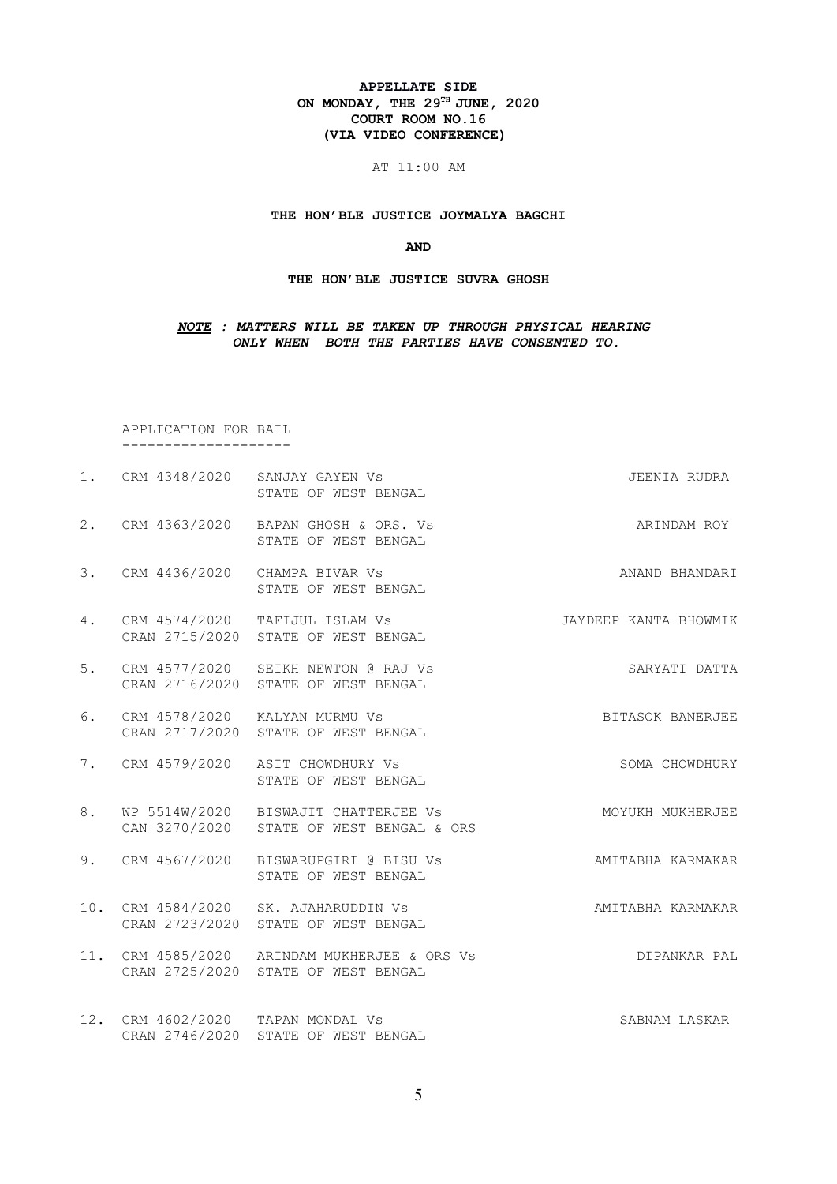**APPELLATE SIDE**
**ON MONDAY, THE 29TH JUNE, 2020**
**COURT ROOM NO.16**
**(VIA VIDEO CONFERENCE)**

AT 11:00 AM

**THE HON'BLE JUSTICE JOYMALYA BAGCHI**

**AND**

**THE HON'BLE JUSTICE SUVRA GHOSH**

***NOTE : MATTERS WILL BE TAKEN UP THROUGH PHYSICAL HEARING ONLY WHEN BOTH THE PARTIES HAVE CONSENTED TO.***

APPLICATION FOR BAIL

| No. | Case No. | Parties | Advocate |
|---|---|---|---|
| 1. | CRM 4348/2020 | SANJAY GAYEN Vs STATE OF WEST BENGAL | JEENIA RUDRA |
| 2. | CRM 4363/2020 | BAPAN GHOSH & ORS. Vs STATE OF WEST BENGAL | ARINDAM ROY |
| 3. | CRM 4436/2020 | CHAMPA BIVAR Vs STATE OF WEST BENGAL | ANAND BHANDARI |
| 4. | CRM 4574/2020 CRAN 2715/2020 | TAFIJUL ISLAM Vs STATE OF WEST BENGAL | JAYDEEP KANTA BHOWMIK |
| 5. | CRM 4577/2020 CRAN 2716/2020 | SEIKH NEWTON @ RAJ Vs STATE OF WEST BENGAL | SARYATI DATTA |
| 6. | CRM 4578/2020 CRAN 2717/2020 | KALYAN MURMU Vs STATE OF WEST BENGAL | BITASOK BANERJEE |
| 7. | CRM 4579/2020 | ASIT CHOWDHURY Vs STATE OF WEST BENGAL | SOMA CHOWDHURY |
| 8. | WP 5514W/2020 CAN 3270/2020 | BISWAJIT CHATTERJEE Vs STATE OF WEST BENGAL & ORS | MOYUKH MUKHERJEE |
| 9. | CRM 4567/2020 | BISWARUPGIRI @ BISU Vs STATE OF WEST BENGAL | AMITABHA KARMAKAR |
| 10. | CRM 4584/2020 CRAN 2723/2020 | SK. AJAHARUDDIN Vs STATE OF WEST BENGAL | AMITABHA KARMAKAR |
| 11. | CRM 4585/2020 CRAN 2725/2020 | ARINDAM MUKHERJEE & ORS Vs STATE OF WEST BENGAL | DIPANKAR PAL |
| 12. | CRM 4602/2020 CRAN 2746/2020 | TAPAN MONDAL Vs STATE OF WEST BENGAL | SABNAM LASKAR |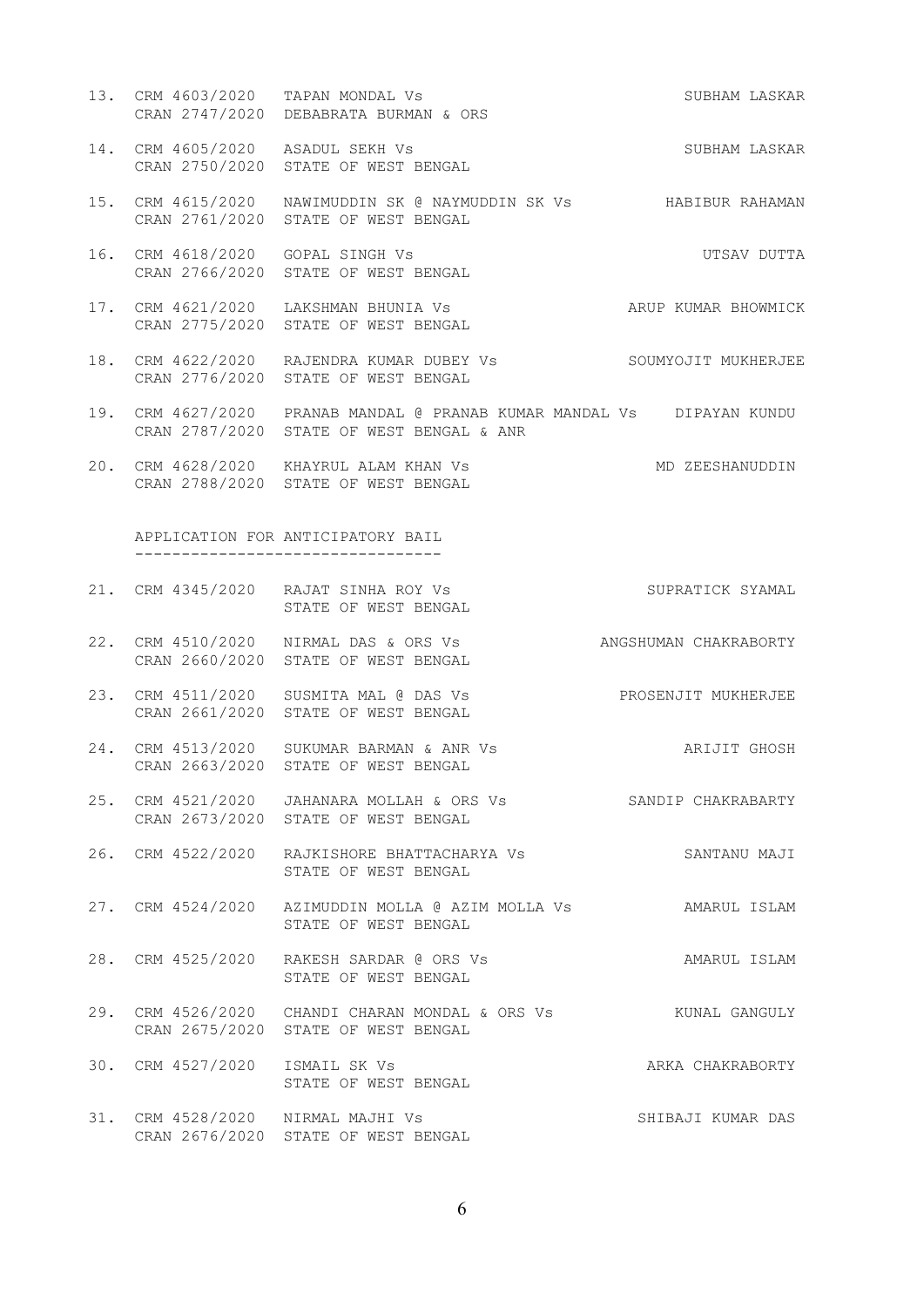13. CRM 4603/2020 TAPAN MONDAL Vs SUBHAM LASKAR
    CRAN 2747/2020 DEBABRATA BURMAN & ORS

14. CRM 4605/2020 ASADUL SEKH Vs SUBHAM LASKAR
    CRAN 2750/2020 STATE OF WEST BENGAL

15. CRM 4615/2020 NAWIMUDDIN SK @ NAYMUDDIN SK Vs HABIBUR RAHAMAN
    CRAN 2761/2020 STATE OF WEST BENGAL

16. CRM 4618/2020 GOPAL SINGH Vs UTSAV DUTTA
    CRAN 2766/2020 STATE OF WEST BENGAL

17. CRM 4621/2020 LAKSHMAN BHUNIA Vs ARUP KUMAR BHOWMICK
    CRAN 2775/2020 STATE OF WEST BENGAL

18. CRM 4622/2020 RAJENDRA KUMAR DUBEY Vs SOUMYOJIT MUKHERJEE
    CRAN 2776/2020 STATE OF WEST BENGAL

19. CRM 4627/2020 PRANAB MANDAL @ PRANAB KUMAR MANDAL Vs DIPAYAN KUNDU
    CRAN 2787/2020 STATE OF WEST BENGAL & ANR

20. CRM 4628/2020 KHAYRUL ALAM KHAN Vs MD ZEESHANUDDIN
    CRAN 2788/2020 STATE OF WEST BENGAL

APPLICATION FOR ANTICIPATORY BAIL
---------------------------------

21. CRM 4345/2020 RAJAT SINHA ROY Vs SUPRATICK SYAMAL
    STATE OF WEST BENGAL

22. CRM 4510/2020 NIRMAL DAS & ORS Vs ANGSHUMAN CHAKRABORTY
    CRAN 2660/2020 STATE OF WEST BENGAL

23. CRM 4511/2020 SUSMITA MAL @ DAS Vs PROSENJIT MUKHERJEE
    CRAN 2661/2020 STATE OF WEST BENGAL

24. CRM 4513/2020 SUKUMAR BARMAN & ANR Vs ARIJIT GHOSH
    CRAN 2663/2020 STATE OF WEST BENGAL

25. CRM 4521/2020 JAHANARA MOLLAH & ORS Vs SANDIP CHAKRABARTY
    CRAN 2673/2020 STATE OF WEST BENGAL

26. CRM 4522/2020 RAJKISHORE BHATTACHARYA Vs SANTANU MAJI
    STATE OF WEST BENGAL

27. CRM 4524/2020 AZIMUDDIN MOLLA @ AZIM MOLLA Vs AMARUL ISLAM
    STATE OF WEST BENGAL

28. CRM 4525/2020 RAKESH SARDAR @ ORS Vs AMARUL ISLAM
    STATE OF WEST BENGAL

29. CRM 4526/2020 CHANDI CHARAN MONDAL & ORS Vs KUNAL GANGULY
    CRAN 2675/2020 STATE OF WEST BENGAL

30. CRM 4527/2020 ISMAIL SK Vs ARKA CHAKRABORTY
    STATE OF WEST BENGAL

31. CRM 4528/2020 NIRMAL MAJHI Vs SHIBAJI KUMAR DAS
    CRAN 2676/2020 STATE OF WEST BENGAL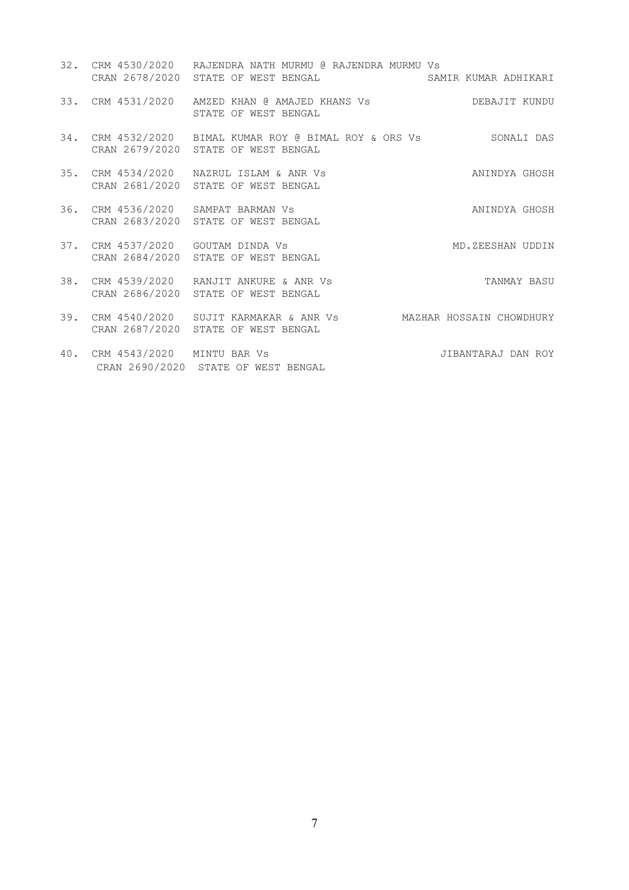32. CRM 4530/2020 RAJENDRA NATH MURMU @ RAJENDRA MURMU Vs
    CRAN 2678/2020 STATE OF WEST BENGAL — SAMIR KUMAR ADHIKARI

33. CRM 4531/2020 AMZED KHAN @ AMAJED KHANS Vs — DEBAJIT KUNDU
    STATE OF WEST BENGAL

34. CRM 4532/2020 BIMAL KUMAR ROY @ BIMAL ROY & ORS Vs — SONALI DAS
    CRAN 2679/2020 STATE OF WEST BENGAL

35. CRM 4534/2020 NAZRUL ISLAM & ANR Vs — ANINDYA GHOSH
    CRAN 2681/2020 STATE OF WEST BENGAL

36. CRM 4536/2020 SAMPAT BARMAN Vs — ANINDYA GHOSH
    CRAN 2683/2020 STATE OF WEST BENGAL

37. CRM 4537/2020 GOUTAM DINDA Vs — MD.ZEESHAN UDDIN
    CRAN 2684/2020 STATE OF WEST BENGAL

38. CRM 4539/2020 RANJIT ANKURE & ANR Vs — TANMAY BASU
    CRAN 2686/2020 STATE OF WEST BENGAL

39. CRM 4540/2020 SUJIT KARMAKAR & ANR Vs — MAZHAR HOSSAIN CHOWDHURY
    CRAN 2687/2020 STATE OF WEST BENGAL

40. CRM 4543/2020 MINTU BAR Vs — JIBANTARAJ DAN ROY
    CRAN 2690/2020 STATE OF WEST BENGAL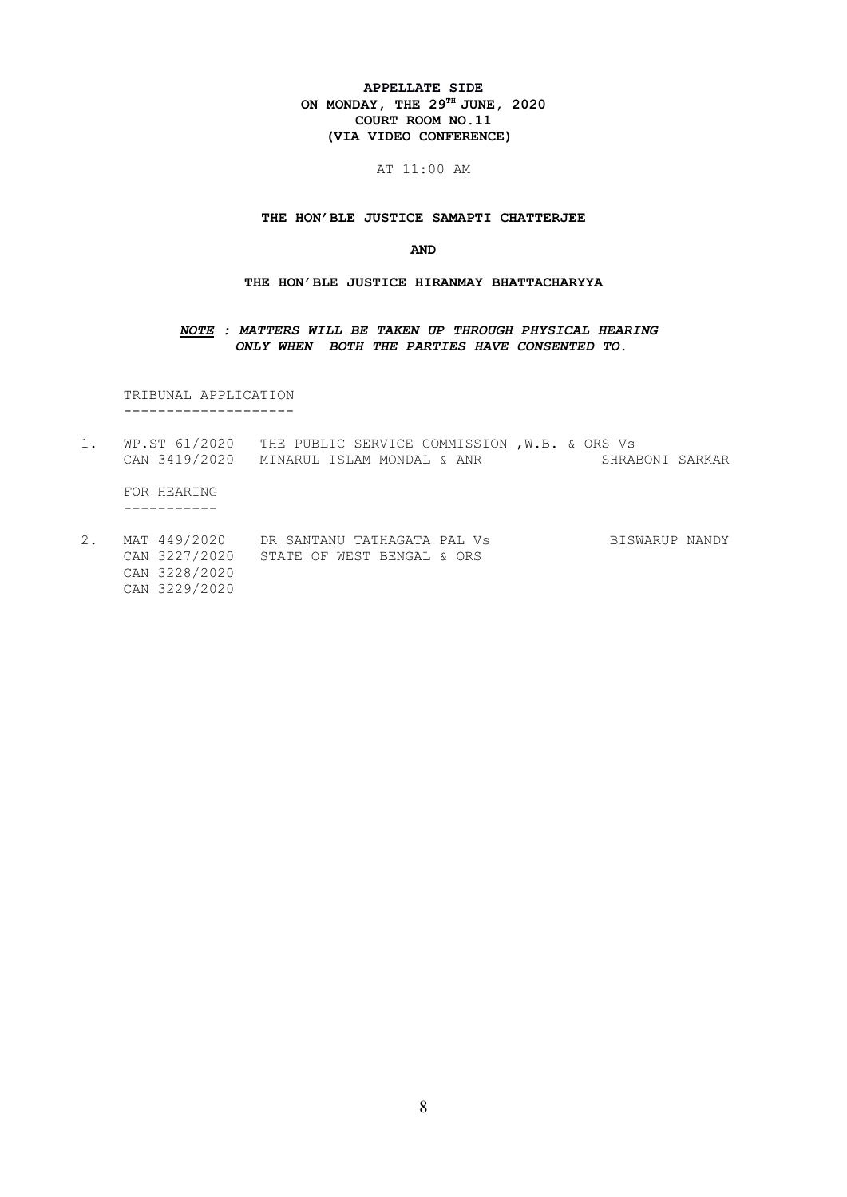**APPELLATE SIDE**
**ON MONDAY, THE 29TH JUNE, 2020**
**COURT ROOM NO.11**
**(VIA VIDEO CONFERENCE)**

AT 11:00 AM

**THE HON'BLE JUSTICE SAMAPTI CHATTERJEE**

**AND**

**THE HON'BLE JUSTICE HIRANMAY BHATTACHARYYA**

***NOTE : MATTERS WILL BE TAKEN UP THROUGH PHYSICAL HEARING ONLY WHEN BOTH THE PARTIES HAVE CONSENTED TO.***

TRIBUNAL APPLICATION
--------------------

1. WP.ST 61/2020 THE PUBLIC SERVICE COMMISSION ,W.B. & ORS Vs SHRABONI SARKAR
   CAN 3419/2020 MINARUL ISLAM MONDAL & ANR

FOR HEARING
-----------

2. MAT 449/2020 DR SANTANU TATHAGATA PAL Vs BISWARUP NANDY
   CAN 3227/2020 STATE OF WEST BENGAL & ORS
   CAN 3228/2020
   CAN 3229/2020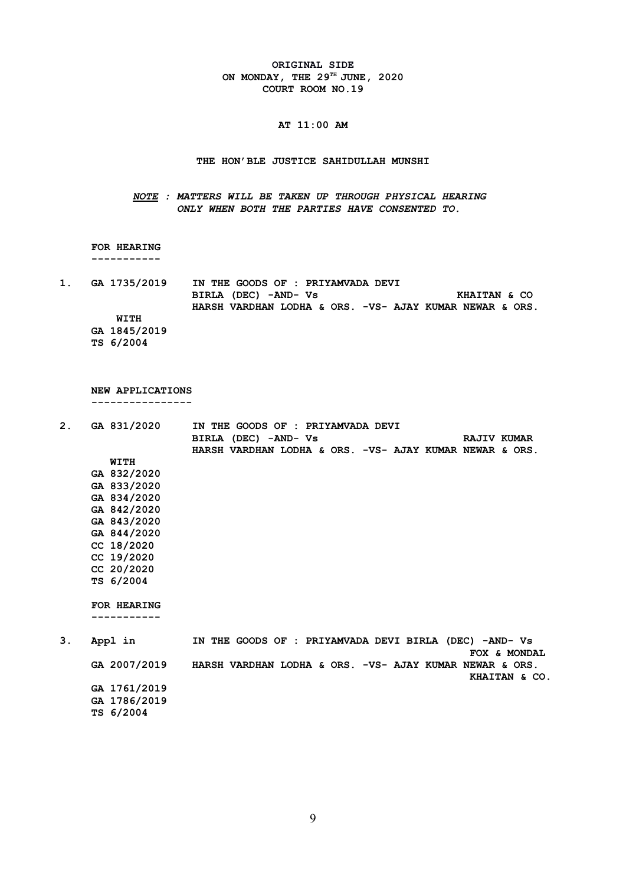**ORIGINAL SIDE**
**ON MONDAY, THE 29TH JUNE, 2020**
**COURT ROOM NO.19**

**AT 11:00 AM**

**THE HON'BLE JUSTICE SAHIDULLAH MUNSHI**

***NOTE : MATTERS WILL BE TAKEN UP THROUGH PHYSICAL HEARING ONLY WHEN BOTH THE PARTIES HAVE CONSENTED TO.***

**FOR HEARING**
**-----------**

**1. GA 1735/2019** IN THE GOODS OF : PRIYAMVADA DEVI BIRLA (DEC) -AND- Vs HARSH VARDHAN LODHA & ORS. -VS- AJAY KUMAR NEWAR & ORS. — **KHAITAN & CO**

**WITH**
**GA 1845/2019**
**TS 6/2004**

**NEW APPLICATIONS**
**----------------**

**2. GA 831/2020** IN THE GOODS OF : PRIYAMVADA DEVI BIRLA (DEC) -AND- Vs HARSH VARDHAN LODHA & ORS. -VS- AJAY KUMAR NEWAR & ORS. — **RAJIV KUMAR**

**WITH**
**GA 832/2020**
**GA 833/2020**
**GA 834/2020**
**GA 842/2020**
**GA 843/2020**
**GA 844/2020**
**CC 18/2020**
**CC 19/2020**
**CC 20/2020**
**TS 6/2004**

**FOR HEARING**
**-----------**

**3. Appl in GA 2007/2019** IN THE GOODS OF : PRIYAMVADA DEVI BIRLA (DEC) -AND- Vs HARSH VARDHAN LODHA & ORS. -VS- AJAY KUMAR NEWAR & ORS. — **FOX & MONDAL**, **KHAITAN & CO.**

**GA 1761/2019**
**GA 1786/2019**
**TS 6/2004**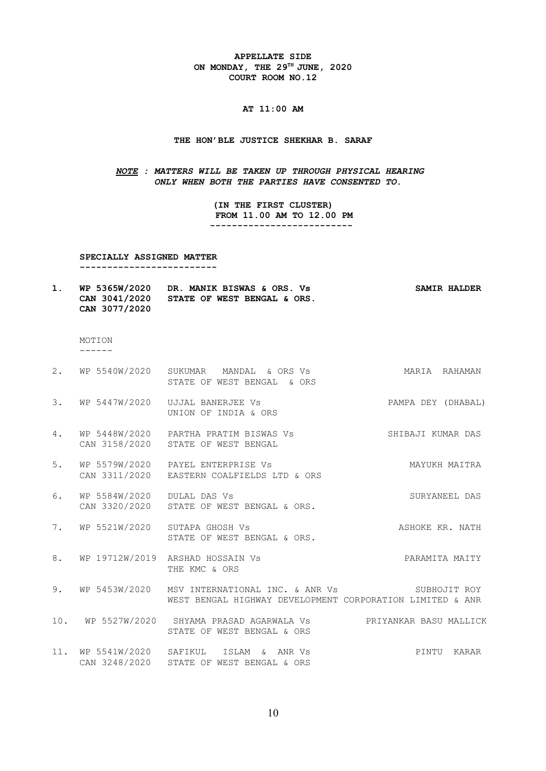**APPELLATE SIDE**
**ON MONDAY, THE 29TH JUNE, 2020**
**COURT ROOM NO.12**

**AT 11:00 AM**

**THE HON'BLE JUSTICE SHEKHAR B. SARAF**

***NOTE : MATTERS WILL BE TAKEN UP THROUGH PHYSICAL HEARING ONLY WHEN BOTH THE PARTIES HAVE CONSENTED TO.***

**(IN THE FIRST CLUSTER)**
**FROM 11.00 AM TO 12.00 PM**

---

**SPECIALLY ASSIGNED MATTER**

---

| | | | |
|---|---|---|---|
| **1.** | **WP 5365W/2020**<br>**CAN 3041/2020**<br>**CAN 3077/2020** | **DR. MANIK BISWAS & ORS. Vs**<br>**STATE OF WEST BENGAL & ORS.** | **SAMIR HALDER** |

MOTION

------

| | | | |
|---|---|---|---|
| 2. | WP 5540W/2020 | SUKUMAR MANDAL & ORS Vs<br>STATE OF WEST BENGAL & ORS | MARIA RAHAMAN |
| 3. | WP 5447W/2020 | UJJAL BANERJEE Vs<br>UNION OF INDIA & ORS | PAMPA DEY (DHABAL) |
| 4. | WP 5448W/2020<br>CAN 3158/2020 | PARTHA PRATIM BISWAS Vs<br>STATE OF WEST BENGAL | SHIBAJI KUMAR DAS |
| 5. | WP 5579W/2020<br>CAN 3311/2020 | PAYEL ENTERPRISE Vs<br>EASTERN COALFIELDS LTD & ORS | MAYUKH MAITRA |
| 6. | WP 5584W/2020<br>CAN 3320/2020 | DULAL DAS Vs<br>STATE OF WEST BENGAL & ORS. | SURYANEEL DAS |
| 7. | WP 5521W/2020 | SUTAPA GHOSH Vs<br>STATE OF WEST BENGAL & ORS. | ASHOKE KR. NATH |
| 8. | WP 19712W/2019 | ARSHAD HOSSAIN Vs<br>THE KMC & ORS | PARAMITA MAITY |
| 9. | WP 5453W/2020 | MSV INTERNATIONAL INC. & ANR Vs<br>WEST BENGAL HIGHWAY DEVELOPMENT CORPORATION LIMITED & ANR | SUBHOJIT ROY |
| 10. | WP 5527W/2020 | SHYAMA PRASAD AGARWALA Vs<br>STATE OF WEST BENGAL & ORS | PRIYANKAR BASU MALLICK |
| 11. | WP 5541W/2020<br>CAN 3248/2020 | SAFIKUL ISLAM & ANR Vs<br>STATE OF WEST BENGAL & ORS | PINTU KARAR |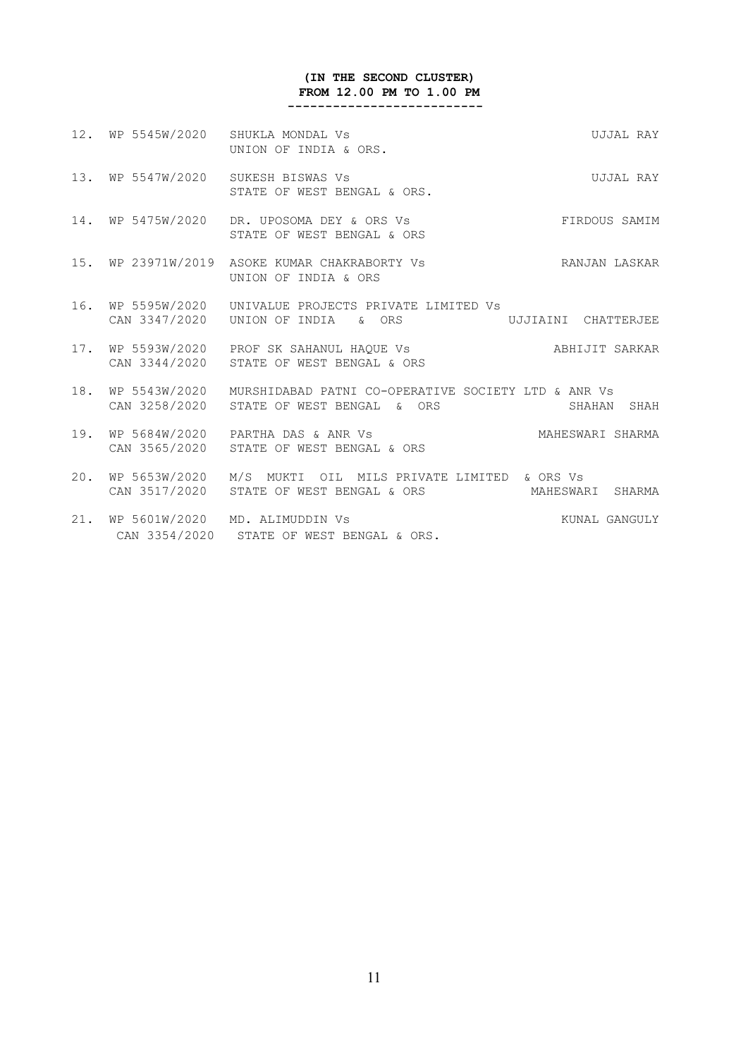**(IN THE SECOND CLUSTER)**
**FROM 12.00 PM TO 1.00 PM**

--------------------------

| | | | |
|---|---|---|---|
| 12. | WP 5545W/2020 | SHUKLA MONDAL Vs<br>UNION OF INDIA & ORS. | UJJAL RAY |
| 13. | WP 5547W/2020 | SUKESH BISWAS Vs<br>STATE OF WEST BENGAL & ORS. | UJJAL RAY |
| 14. | WP 5475W/2020 | DR. UPOSOMA DEY & ORS Vs<br>STATE OF WEST BENGAL & ORS | FIRDOUS SAMIM |
| 15. | WP 23971W/2019 | ASOKE KUMAR CHAKRABORTY Vs<br>UNION OF INDIA & ORS | RANJAN LASKAR |
| 16. | WP 5595W/2020<br>CAN 3347/2020 | UNIVALUE PROJECTS PRIVATE LIMITED Vs<br>UNION OF INDIA & ORS | UJJIAINI CHATTERJEE |
| 17. | WP 5593W/2020<br>CAN 3344/2020 | PROF SK SAHANUL HAQUE Vs<br>STATE OF WEST BENGAL & ORS | ABHIJIT SARKAR |
| 18. | WP 5543W/2020<br>CAN 3258/2020 | MURSHIDABAD PATNI CO-OPERATIVE SOCIETY LTD & ANR Vs<br>STATE OF WEST BENGAL & ORS | SHAHAN SHAH |
| 19. | WP 5684W/2020<br>CAN 3565/2020 | PARTHA DAS & ANR Vs<br>STATE OF WEST BENGAL & ORS | MAHESWARI SHARMA |
| 20. | WP 5653W/2020<br>CAN 3517/2020 | M/S MUKTI OIL MILS PRIVATE LIMITED & ORS Vs<br>STATE OF WEST BENGAL & ORS | MAHESWARI SHARMA |
| 21. | WP 5601W/2020<br>CAN 3354/2020 | MD. ALIMUDDIN Vs<br>STATE OF WEST BENGAL & ORS. | KUNAL GANGULY |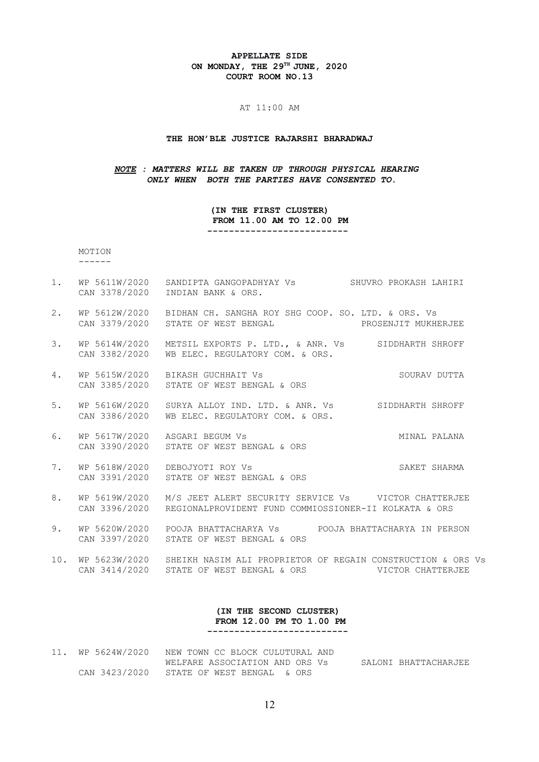**APPELLATE SIDE**
**ON MONDAY, THE 29TH JUNE, 2020**
**COURT ROOM NO.13**

AT 11:00 AM

**THE HON'BLE JUSTICE RAJARSHI BHARADWAJ**

***NOTE : MATTERS WILL BE TAKEN UP THROUGH PHYSICAL HEARING ONLY WHEN BOTH THE PARTIES HAVE CONSENTED TO.***

**(IN THE FIRST CLUSTER)**
**FROM 11.00 AM TO 12.00 PM**

MOTION

1. WP 5611W/2020 SANDIPTA GANGOPADHYAY Vs — SHUVRO PROKASH LAHIRI
   CAN 3378/2020 INDIAN BANK & ORS.

2. WP 5612W/2020 BIDHAN CH. SANGHA ROY SHG COOP. SO. LTD. & ORS. Vs
   CAN 3379/2020 STATE OF WEST BENGAL — PROSENJIT MUKHERJEE

3. WP 5614W/2020 METSIL EXPORTS P. LTD., & ANR. Vs — SIDDHARTH SHROFF
   CAN 3382/2020 WB ELEC. REGULATORY COM. & ORS.

4. WP 5615W/2020 BIKASH GUCHHAIT Vs — SOURAV DUTTA
   CAN 3385/2020 STATE OF WEST BENGAL & ORS

5. WP 5616W/2020 SURYA ALLOY IND. LTD. & ANR. Vs — SIDDHARTH SHROFF
   CAN 3386/2020 WB ELEC. REGULATORY COM. & ORS.

6. WP 5617W/2020 ASGARI BEGUM Vs — MINAL PALANA
   CAN 3390/2020 STATE OF WEST BENGAL & ORS

7. WP 5618W/2020 DEBOJYOTI ROY Vs — SAKET SHARMA
   CAN 3391/2020 STATE OF WEST BENGAL & ORS

8. WP 5619W/2020 M/S JEET ALERT SECURITY SERVICE Vs — VICTOR CHATTERJEE
   CAN 3396/2020 REGIONALPROVIDENT FUND COMMIOSSIONER-II KOLKATA & ORS

9. WP 5620W/2020 POOJA BHATTACHARYA Vs — POOJA BHATTACHARYA IN PERSON
   CAN 3397/2020 STATE OF WEST BENGAL & ORS

10. WP 5623W/2020 SHEIKH NASIM ALI PROPRIETOR OF REGAIN CONSTRUCTION & ORS Vs
    CAN 3414/2020 STATE OF WEST BENGAL & ORS — VICTOR CHATTERJEE

**(IN THE SECOND CLUSTER)**
**FROM 12.00 PM TO 1.00 PM**

11. WP 5624W/2020 NEW TOWN CC BLOCK CULUTURAL AND WELFARE ASSOCIATION AND ORS Vs — SALONI BHATTACHARJEE
    CAN 3423/2020 STATE OF WEST BENGAL & ORS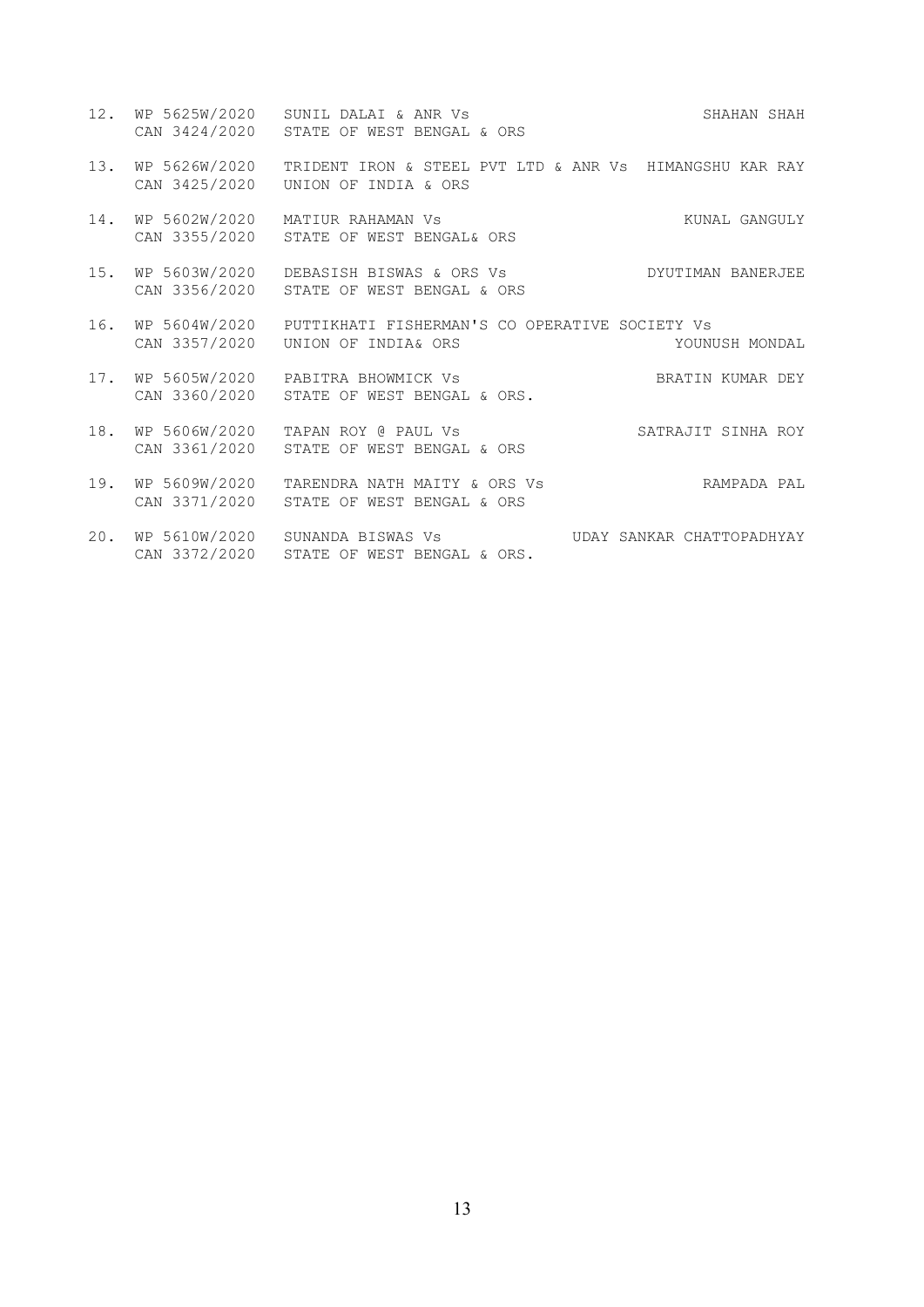| | | | |
|---|---|---|---|
| 12. | WP 5625W/2020<br>CAN 3424/2020 | SUNIL DALAI & ANR Vs<br>STATE OF WEST BENGAL & ORS | SHAHAN SHAH |
| 13. | WP 5626W/2020<br>CAN 3425/2020 | TRIDENT IRON & STEEL PVT LTD & ANR Vs<br>UNION OF INDIA & ORS | HIMANGSHU KAR RAY |
| 14. | WP 5602W/2020<br>CAN 3355/2020 | MATIUR RAHAMAN Vs<br>STATE OF WEST BENGAL& ORS | KUNAL GANGULY |
| 15. | WP 5603W/2020<br>CAN 3356/2020 | DEBASISH BISWAS & ORS Vs<br>STATE OF WEST BENGAL & ORS | DYUTIMAN BANERJEE |
| 16. | WP 5604W/2020<br>CAN 3357/2020 | PUTTIKHATI FISHERMAN'S CO OPERATIVE SOCIETY Vs<br>UNION OF INDIA& ORS | YOUNUSH MONDAL |
| 17. | WP 5605W/2020<br>CAN 3360/2020 | PABITRA BHOWMICK Vs<br>STATE OF WEST BENGAL & ORS. | BRATIN KUMAR DEY |
| 18. | WP 5606W/2020<br>CAN 3361/2020 | TAPAN ROY @ PAUL Vs<br>STATE OF WEST BENGAL & ORS | SATRAJIT SINHA ROY |
| 19. | WP 5609W/2020<br>CAN 3371/2020 | TARENDRA NATH MAITY & ORS Vs<br>STATE OF WEST BENGAL & ORS | RAMPADA PAL |
| 20. | WP 5610W/2020<br>CAN 3372/2020 | SUNANDA BISWAS Vs<br>STATE OF WEST BENGAL & ORS. | UDAY SANKAR CHATTOPADHYAY |